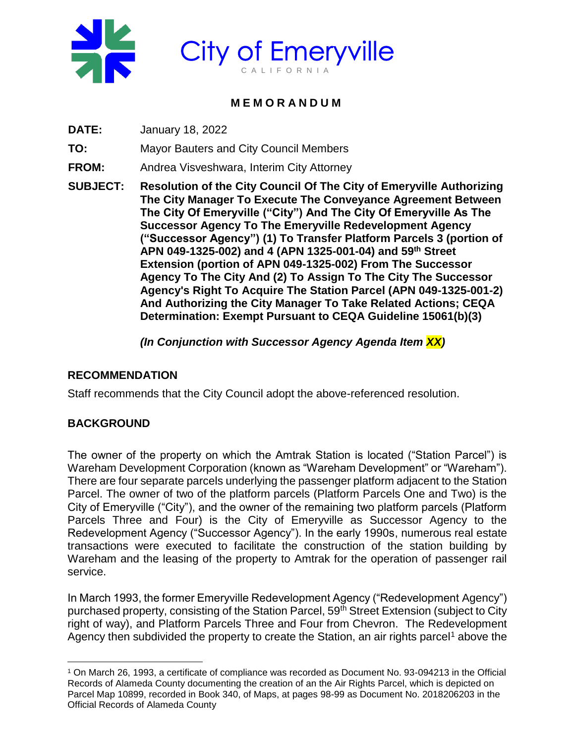# City of Emeryville

CALIFORNIA

## MEMORANDUM

**DATE:** January 18, 2022

**TO:** Mayor Bauters and City Council Members

**FROM:** Andrea Visveshwara, Interim City Attorney

**SUBJECT:** **Resolution of the City Council Of The City of Emeryville Authorizing The City Manager To Execute The Conveyance Agreement Between The City Of Emeryville ("City") And The City Of Emeryville As The Successor Agency To The Emeryville Redevelopment Agency ("Successor Agency") (1) To Transfer Platform Parcels 3 (portion of APN 049-1325-002) and 4 (APN 1325-001-04) and 59th Street Extension (portion of APN 049-1325-002) From The Successor Agency To The City And (2) To Assign To The City The Successor Agency's Right To Acquire The Station Parcel (APN 049-1325-001-2) And Authorizing the City Manager To Take Related Actions; CEQA Determination: Exempt Pursuant to CEQA Guideline 15061(b)(3)**

***(In Conjunction with Successor Agency Agenda Item XX)***

## RECOMMENDATION

Staff recommends that the City Council adopt the above-referenced resolution.

## BACKGROUND

The owner of the property on which the Amtrak Station is located ("Station Parcel") is Wareham Development Corporation (known as "Wareham Development" or "Wareham"). There are four separate parcels underlying the passenger platform adjacent to the Station Parcel. The owner of two of the platform parcels (Platform Parcels One and Two) is the City of Emeryville ("City"), and the owner of the remaining two platform parcels (Platform Parcels Three and Four) is the City of Emeryville as Successor Agency to the Redevelopment Agency ("Successor Agency"). In the early 1990s, numerous real estate transactions were executed to facilitate the construction of the station building by Wareham and the leasing of the property to Amtrak for the operation of passenger rail service.

In March 1993, the former Emeryville Redevelopment Agency ("Redevelopment Agency") purchased property, consisting of the Station Parcel, 59th Street Extension (subject to City right of way), and Platform Parcels Three and Four from Chevron. The Redevelopment Agency then subdivided the property to create the Station, an air rights parcel[1] above the

---

[1] On March 26, 1993, a certificate of compliance was recorded as Document No. 93-094213 in the Official Records of Alameda County documenting the creation of an the Air Rights Parcel, which is depicted on Parcel Map 10899, recorded in Book 340, of Maps, at pages 98-99 as Document No. 2018206203 in the Official Records of Alameda County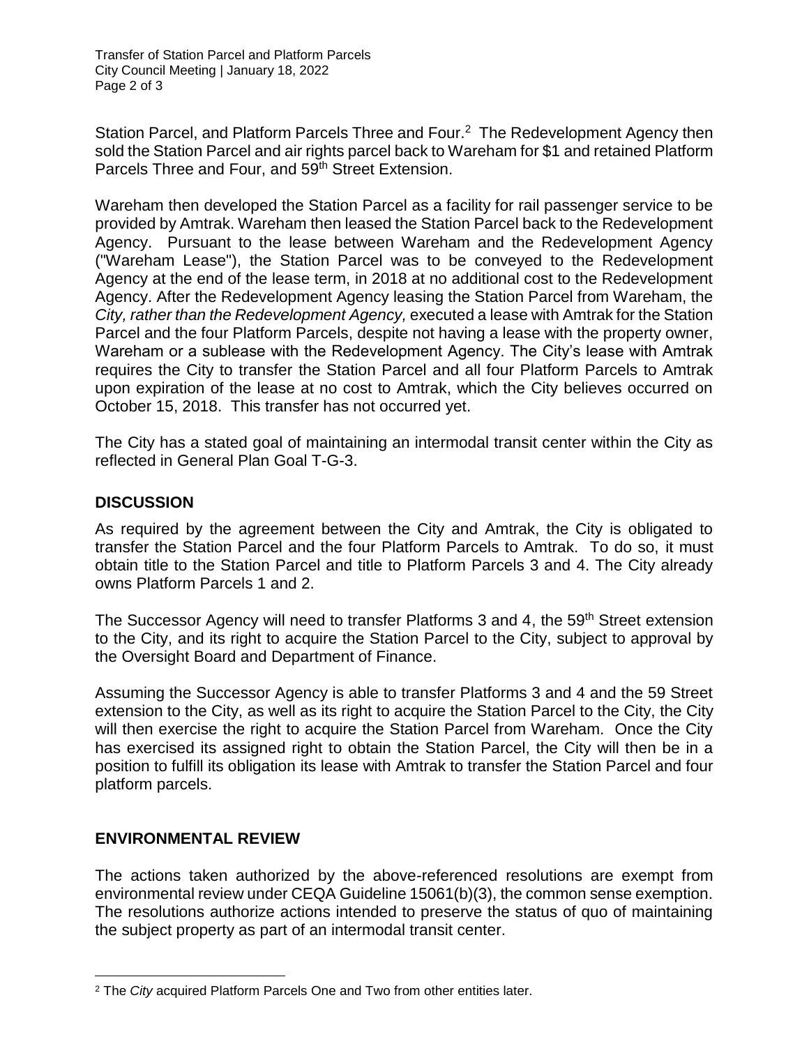Station Parcel, and Platform Parcels Three and Four.[2] The Redevelopment Agency then sold the Station Parcel and air rights parcel back to Wareham for $1 and retained Platform Parcels Three and Four, and 59th Street Extension.

Wareham then developed the Station Parcel as a facility for rail passenger service to be provided by Amtrak. Wareham then leased the Station Parcel back to the Redevelopment Agency. Pursuant to the lease between Wareham and the Redevelopment Agency ("Wareham Lease"), the Station Parcel was to be conveyed to the Redevelopment Agency at the end of the lease term, in 2018 at no additional cost to the Redevelopment Agency. After the Redevelopment Agency leasing the Station Parcel from Wareham, the *City, rather than the Redevelopment Agency,* executed a lease with Amtrak for the Station Parcel and the four Platform Parcels, despite not having a lease with the property owner, Wareham or a sublease with the Redevelopment Agency. The City's lease with Amtrak requires the City to transfer the Station Parcel and all four Platform Parcels to Amtrak upon expiration of the lease at no cost to Amtrak, which the City believes occurred on October 15, 2018. This transfer has not occurred yet.

The City has a stated goal of maintaining an intermodal transit center within the City as reflected in General Plan Goal T-G-3.

## DISCUSSION

As required by the agreement between the City and Amtrak, the City is obligated to transfer the Station Parcel and the four Platform Parcels to Amtrak. To do so, it must obtain title to the Station Parcel and title to Platform Parcels 3 and 4. The City already owns Platform Parcels 1 and 2.

The Successor Agency will need to transfer Platforms 3 and 4, the 59th Street extension to the City, and its right to acquire the Station Parcel to the City, subject to approval by the Oversight Board and Department of Finance.

Assuming the Successor Agency is able to transfer Platforms 3 and 4 and the 59 Street extension to the City, as well as its right to acquire the Station Parcel to the City, the City will then exercise the right to acquire the Station Parcel from Wareham. Once the City has exercised its assigned right to obtain the Station Parcel, the City will then be in a position to fulfill its obligation its lease with Amtrak to transfer the Station Parcel and four platform parcels.

## ENVIRONMENTAL REVIEW

The actions taken authorized by the above-referenced resolutions are exempt from environmental review under CEQA Guideline 15061(b)(3), the common sense exemption. The resolutions authorize actions intended to preserve the status of quo of maintaining the subject property as part of an intermodal transit center.

---

[2] The *City* acquired Platform Parcels One and Two from other entities later.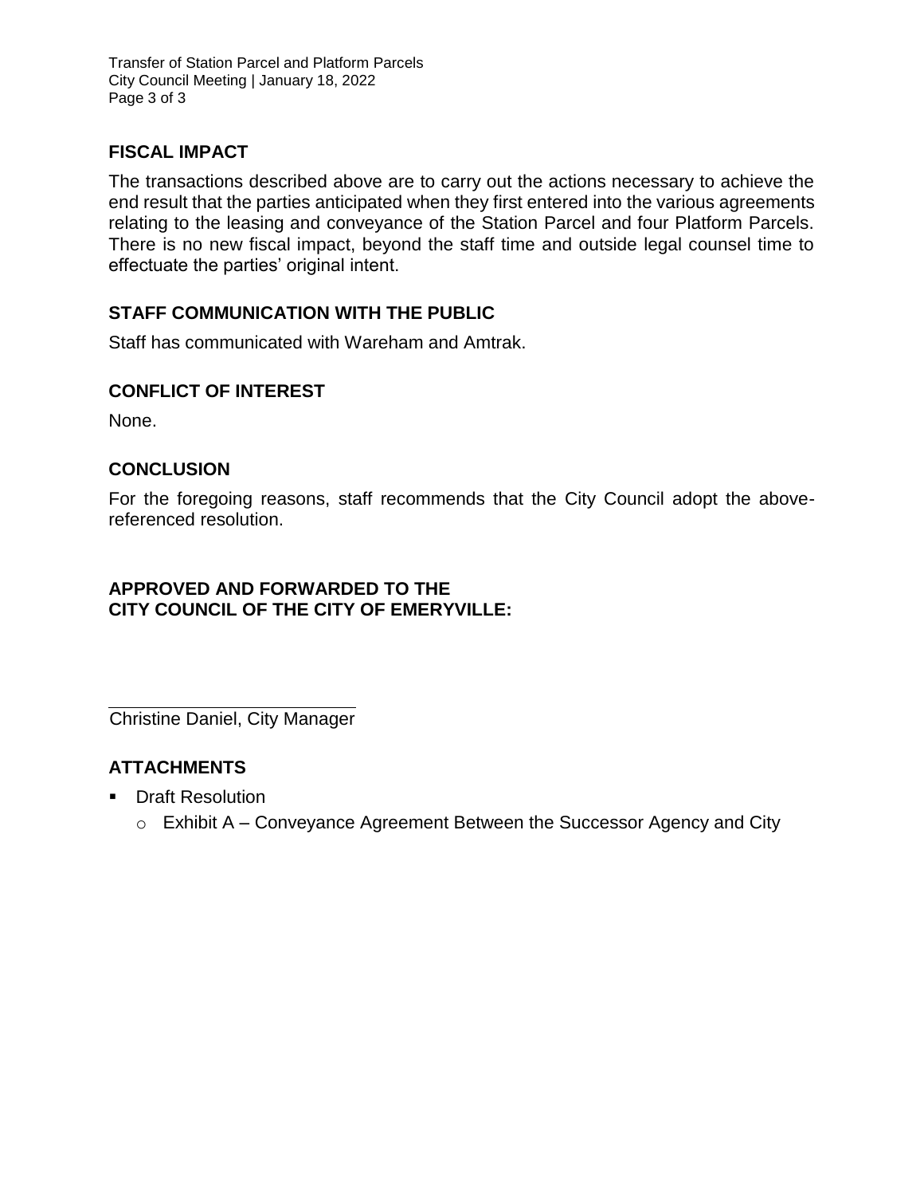## FISCAL IMPACT

The transactions described above are to carry out the actions necessary to achieve the end result that the parties anticipated when they first entered into the various agreements relating to the leasing and conveyance of the Station Parcel and four Platform Parcels. There is no new fiscal impact, beyond the staff time and outside legal counsel time to effectuate the parties' original intent.

## STAFF COMMUNICATION WITH THE PUBLIC

Staff has communicated with Wareham and Amtrak.

## CONFLICT OF INTEREST

None.

## CONCLUSION

For the foregoing reasons, staff recommends that the City Council adopt the above-referenced resolution.

**APPROVED AND FORWARDED TO THE CITY COUNCIL OF THE CITY OF EMERYVILLE:**

Christine Daniel, City Manager

## ATTACHMENTS

- Draft Resolution
  - Exhibit A – Conveyance Agreement Between the Successor Agency and City